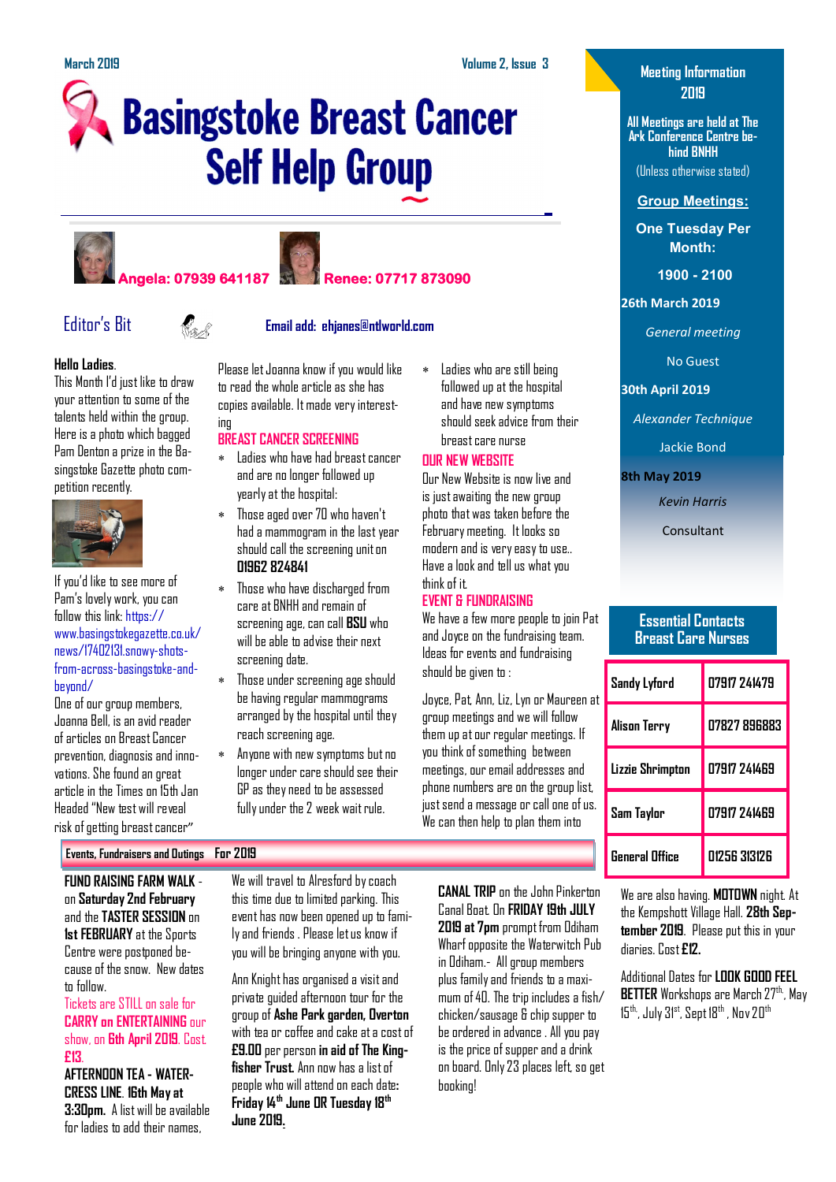March 2019 — Volume 2, Issue 3

# Basingstoke Breast Cancer Self Help Group

**Angela: 07939 641187** **Renee: 07717 873090**

## Editor's Bit

**Email add: ehjanes@ntlworld.com**

**Hello Ladies.**

This Month I'd just like to draw your attention to some of the talents held within the group. Here is a photo which bagged Pam Denton a prize in the Basingstoke Gazette photo competition recently.

If you'd like to see more of Pam's lovely work, you can follow this link: https://www.basingstokegazette.co.uk/news/17402131.snowy-shots-from-across-basingstoke-and-beyond/

One of our group members, Joanna Bell, is an avid reader of articles on Breast Cancer prevention, diagnosis and innovations. She found an great article in the Times on 15th Jan Headed "New test will reveal risk of getting breast cancer"

Please let Joanna know if you would like to read the whole article as she has copies available. It made very interesting

### BREAST CANCER SCREENING

- Ladies who have had breast cancer and are no longer followed up yearly at the hospital:
- Those aged over 70 who haven't had a mammogram in the last year should call the screening unit on **01962 824841**
- Those who have discharged from care at BNHH and remain of screening age, can call **BSU** who will be able to advise their next screening date.
- Those under screening age should be having regular mammograms arranged by the hospital until they reach screening age.
- Anyone with new symptoms but no longer under care should see their GP as they need to be assessed fully under the 2 week wait rule.
- Ladies who are still being followed up at the hospital and have new symptoms should seek advice from their breast care nurse

### OUR NEW WEBSITE

Our New Website is now live and is just awaiting the new group photo that was taken before the February meeting. It looks so modern and is very easy to use.. Have a look and tell us what you think of it.

### EVENT & FUNDRAISING

We have a few more people to join Pat and Joyce on the fundraising team. Ideas for events and fundraising should be given to :

Joyce, Pat, Ann, Liz, Lyn or Maureen at group meetings and we will follow them up at our regular meetings. If you think of something between meetings, our email addresses and phone numbers are on the group list, just send a message or call one of us. We can then help to plan them into

## Meeting Information 2019

**All Meetings are held at The Ark Conference Centre behind BNHH**

(Unless otherwise stated)

**Group Meetings:**

**One Tuesday Per Month:**

**1900 - 2100**

**26th March 2019**
*General meeting*
No Guest

**30th April 2019**
*Alexander Technique*
Jackie Bond

**8th May 2019**
*Kevin Harris*
Consultant

## Essential Contacts Breast Care Nurses

| Name | Phone |
|---|---|
| Sandy Lyford | 07917 241479 |
| Alison Terry | 07827 896883 |
| Lizzie Shrimpton | 07917 241469 |
| Sam Taylor | 07917 241469 |
| General Office | 01256 313126 |

## Events, Fundraisers and Outings For 2019

**FUND RAISING FARM WALK** - on **Saturday 2nd February** and the **TASTER SESSION** on **1st FEBRUARY** at the Sports Centre were postponed because of the snow. New dates to follow.

Tickets are STILL on sale for **CARRY on ENTERTAINING** our show, on **6th April 2019**. Cost **£13**.

**AFTERNOON TEA - WATERCRESS LINE. 16th May at 3:30pm.** A list will be available for ladies to add their names. We will travel to Alresford by coach this time due to limited parking. This event has now been opened up to family and friends . Please let us know if you will be bringing anyone with you.

Ann Knight has organised a visit and private guided afternoon tour for the group of **Ashe Park garden, Overton** with tea or coffee and cake at a cost of **£9.00** per person **in aid of The Kingfisher Trust.** Ann now has a list of people who will attend on each date: **Friday 14th June OR Tuesday 18th June 2019.**

**CANAL TRIP** on the John Pinkerton Canal Boat. On **FRIDAY 19th JULY 2019 at 7pm** prompt from Odiham Wharf opposite the Waterwitch Pub in Odiham.- All group members plus family and friends to a maximum of 40. The trip includes a fish/chicken/sausage & chip supper to be ordered in advance . All you pay is the price of supper and a drink on board. Only 23 places left, so get booking!

We are also having. **MOTOWN** night. At the Kempshott Village Hall. **28th September 2019**. Please put this in your diaries. Cost **£12.**

Additional Dates for **LOOK GOOD FEEL BETTER** Workshops are March 27th, May 15th, July 31st, Sept 18th, Nov 20th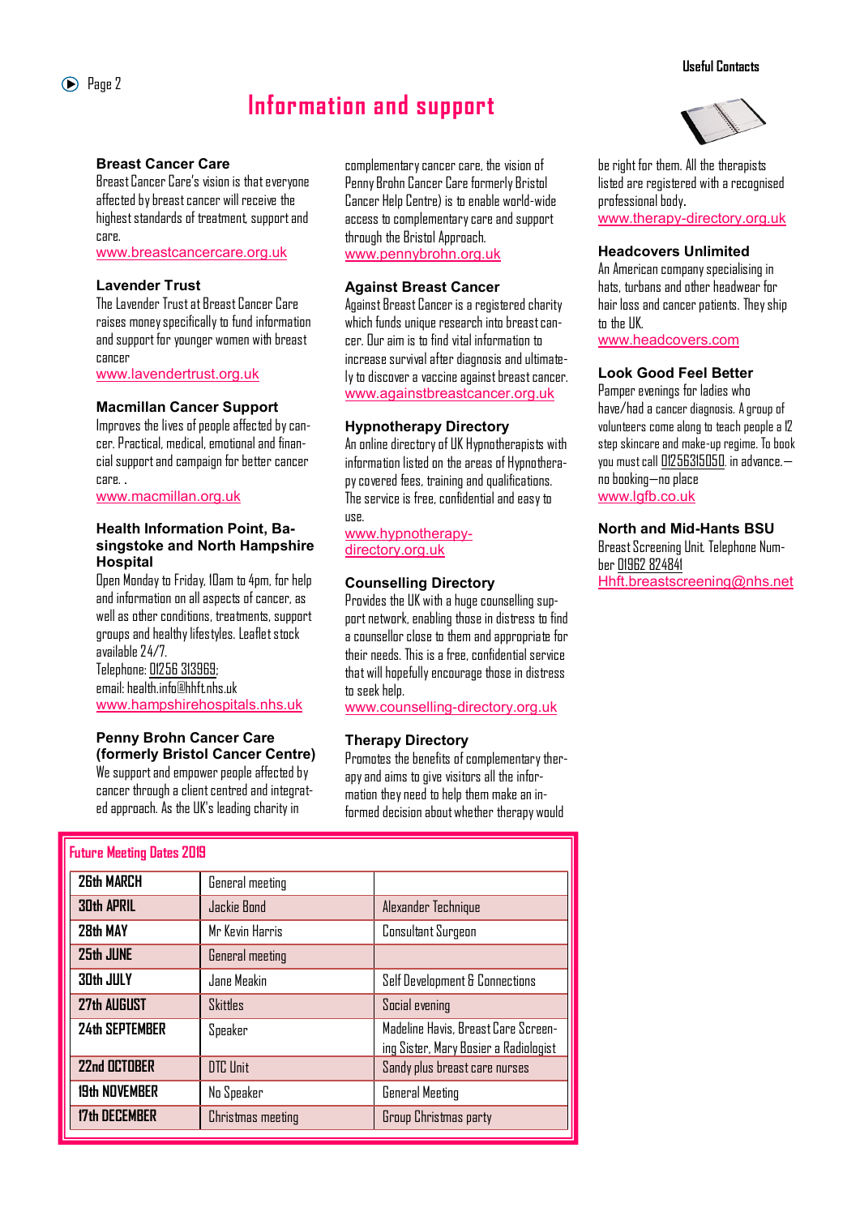# Information and support

Useful Contacts

### Breast Cancer Care

Breast Cancer Care's vision is that everyone affected by breast cancer will receive the highest standards of treatment, support and care.

www.breastcancercare.org.uk

### Lavender Trust

The Lavender Trust at Breast Cancer Care raises money specifically to fund information and support for younger women with breast cancer

www.lavendertrust.org.uk

### Macmillan Cancer Support

Improves the lives of people affected by cancer. Practical, medical, emotional and financial support and campaign for better cancer care. .

www.macmillan.org.uk

### Health Information Point, Basingstoke and North Hampshire Hospital

Open Monday to Friday, 10am to 4pm, for help and information on all aspects of cancer, as well as other conditions, treatments, support groups and healthy lifestyles. Leaflet stock available 24/7.

Telephone: 01256 313969;

email: health.info@hhft.nhs.uk

www.hampshirehospitals.nhs.uk

### Penny Brohn Cancer Care (formerly Bristol Cancer Centre)

We support and empower people affected by cancer through a client centred and integrated approach. As the UK's leading charity in complementary cancer care, the vision of Penny Brohn Cancer Care formerly Bristol Cancer Help Centre) is to enable world-wide access to complementary care and support through the Bristol Approach.

www.pennybrohn.org.uk

### Against Breast Cancer

Against Breast Cancer is a registered charity which funds unique research into breast cancer. Our aim is to find vital information to increase survival after diagnosis and ultimately to discover a vaccine against breast cancer.

www.againstbreastcancer.org.uk

### Hypnotherapy Directory

An online directory of UK Hypnotherapists with information listed on the areas of Hypnotherapy covered fees, training and qualifications. The service is free, confidential and easy to use.

www.hypnotherapy-directory.org.uk

### Counselling Directory

Provides the UK with a huge counselling support network, enabling those in distress to find a counsellor close to them and appropriate for their needs. This is a free, confidential service that will hopefully encourage those in distress to seek help.

www.counselling-directory.org.uk

### Therapy Directory

Promotes the benefits of complementary therapy and aims to give visitors all the information they need to help them make an informed decision about whether therapy would be right for them. All the therapists listed are registered with a recognised professional body.

www.therapy-directory.org.uk

### Headcovers Unlimited

An American company specialising in hats, turbans and other headwear for hair loss and cancer patients. They ship to the UK.

www.headcovers.com

### Look Good Feel Better

Pamper evenings for ladies who have/had a cancer diagnosis. A group of volunteers come along to teach people a 12 step skincare and make-up regime. To book you must call 01256315050. in advance.— no booking—no place

www.lgfb.co.uk

### North and Mid-Hants BSU

Breast Screening Unit. Telephone Number 01962 824841

Hhft.breastscreening@nhs.net

### Future Meeting Dates 2019

| | | |
|---|---|---|
| 26th MARCH | General meeting | |
| 30th APRIL | Jackie Bond | Alexander Technique |
| 28th MAY | Mr Kevin Harris | Consultant Surgeon |
| 25th JUNE | General meeting | |
| 30th JULY | Jane Meakin | Self Development & Connections |
| 27th AUGUST | Skittles | Social evening |
| 24th SEPTEMBER | Speaker | Madeline Havis, Breast Care Screening Sister, Mary Bosier a Radiologist |
| 22nd OCTOBER | DTC Unit | Sandy plus breast care nurses |
| 19th NOVEMBER | No Speaker | General Meeting |
| 17th DECEMBER | Christmas meeting | Group Christmas party |